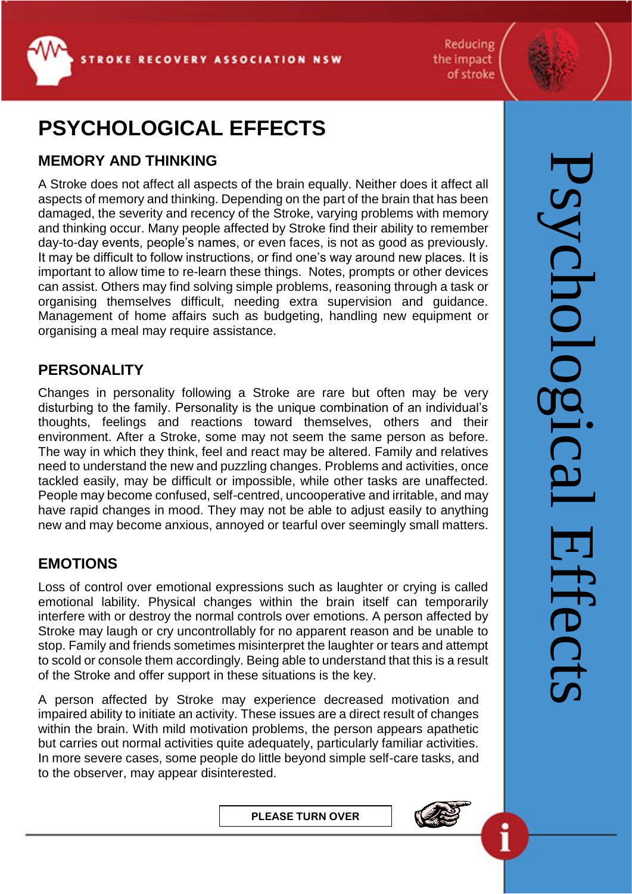# PSYCHOLOGICAL EFFECTS

## MEMORY AND THINKING

A Stroke does not affect all aspects of the brain equally. Neither does it affect all aspects of memory and thinking. Depending on the part of the brain that has been damaged, the severity and recency of the Stroke, varying problems with memory and thinking occur. Many people affected by Stroke find their ability to remember day-to-day events, people's names, or even faces, is not as good as previously. It may be difficult to follow instructions, or find one's way around new places. It is important to allow time to re-learn these things. Notes, prompts or other devices can assist. Others may find solving simple problems, reasoning through a task or organising themselves difficult, needing extra supervision and guidance. Management of home affairs such as budgeting, handling new equipment or organising a meal may require assistance.

## PERSONALITY

Changes in personality following a Stroke are rare but often may be very disturbing to the family. Personality is the unique combination of an individual's thoughts, feelings and reactions toward themselves, others and their environment. After a Stroke, some may not seem the same person as before. The way in which they think, feel and react may be altered. Family and relatives need to understand the new and puzzling changes. Problems and activities, once tackled easily, may be difficult or impossible, while other tasks are unaffected. People may become confused, self-centred, uncooperative and irritable, and may have rapid changes in mood. They may not be able to adjust easily to anything new and may become anxious, annoyed or tearful over seemingly small matters.

## EMOTIONS

Loss of control over emotional expressions such as laughter or crying is called emotional lability. Physical changes within the brain itself can temporarily interfere with or destroy the normal controls over emotions. A person affected by Stroke may laugh or cry uncontrollably for no apparent reason and be unable to stop. Family and friends sometimes misinterpret the laughter or tears and attempt to scold or console them accordingly. Being able to understand that this is a result of the Stroke and offer support in these situations is the key.

A person affected by Stroke may experience decreased motivation and impaired ability to initiate an activity. These issues are a direct result of changes within the brain. With mild motivation problems, the person appears apathetic but carries out normal activities quite adequately, particularly familiar activities. In more severe cases, some people do little beyond simple self-care tasks, and to the observer, may appear disinterested.

**PLEASE TURN OVER**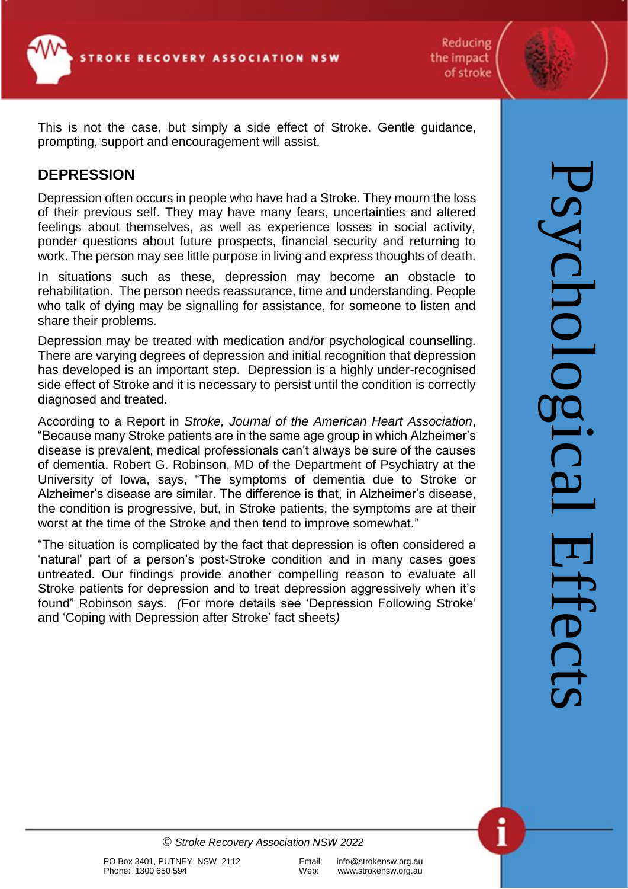This is not the case, but simply a side effect of Stroke. Gentle guidance, prompting, support and encouragement will assist.

## DEPRESSION

Depression often occurs in people who have had a Stroke. They mourn the loss of their previous self. They may have many fears, uncertainties and altered feelings about themselves, as well as experience losses in social activity, ponder questions about future prospects, financial security and returning to work. The person may see little purpose in living and express thoughts of death.

In situations such as these, depression may become an obstacle to rehabilitation. The person needs reassurance, time and understanding. People who talk of dying may be signalling for assistance, for someone to listen and share their problems.

Depression may be treated with medication and/or psychological counselling. There are varying degrees of depression and initial recognition that depression has developed is an important step. Depression is a highly under-recognised side effect of Stroke and it is necessary to persist until the condition is correctly diagnosed and treated.

According to a Report in *Stroke, Journal of the American Heart Association*, "Because many Stroke patients are in the same age group in which Alzheimer's disease is prevalent, medical professionals can't always be sure of the causes of dementia. Robert G. Robinson, MD of the Department of Psychiatry at the University of Iowa, says, "The symptoms of dementia due to Stroke or Alzheimer's disease are similar. The difference is that, in Alzheimer's disease, the condition is progressive, but, in Stroke patients, the symptoms are at their worst at the time of the Stroke and then tend to improve somewhat."

"The situation is complicated by the fact that depression is often considered a 'natural' part of a person's post-Stroke condition and in many cases goes untreated. Our findings provide another compelling reason to evaluate all Stroke patients for depression and to treat depression aggressively when it's found" Robinson says. *(*For more details see 'Depression Following Stroke' and 'Coping with Depression after Stroke' fact sheets*)*